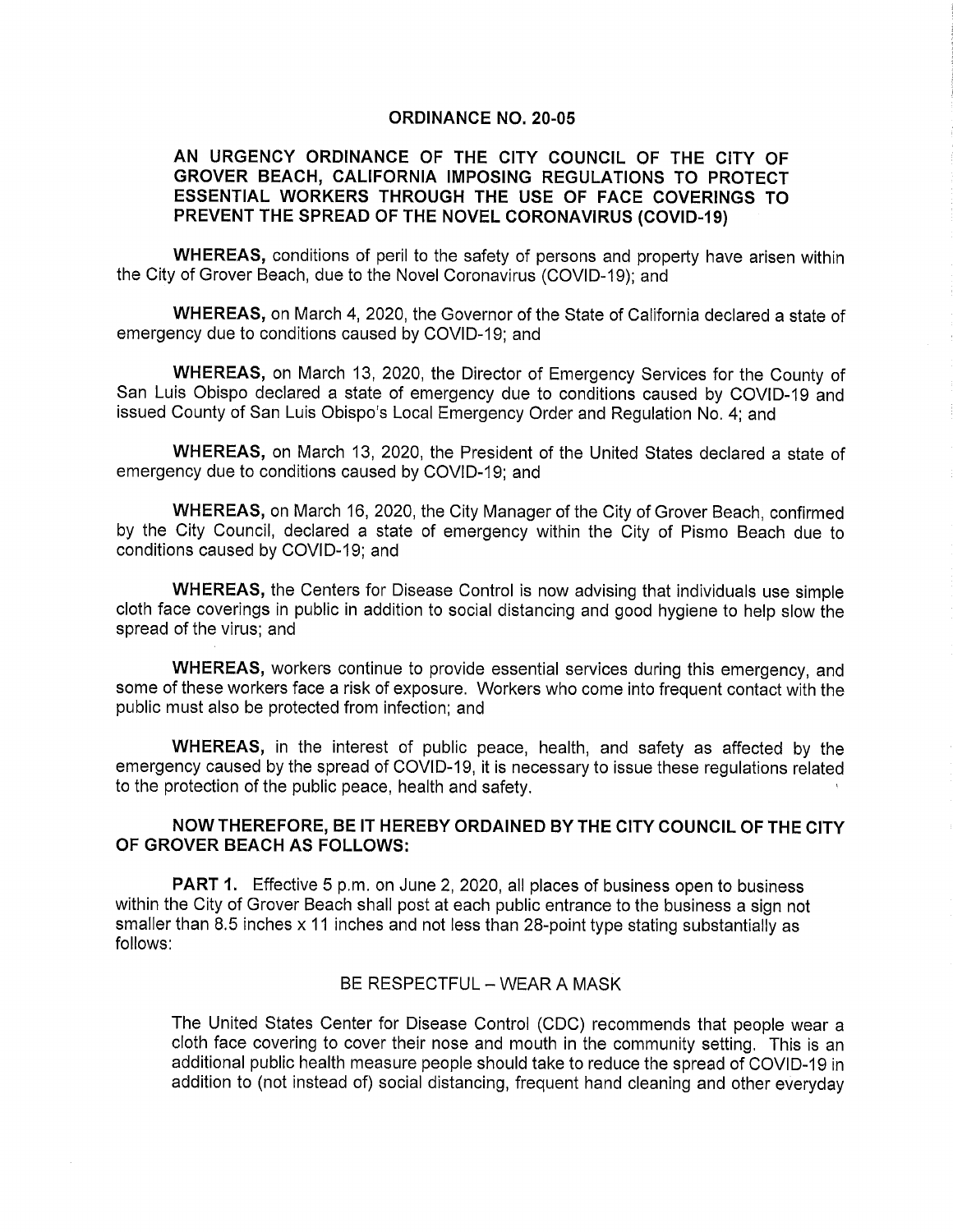# ORDINANCE NO. 20-05

## AN URGENCY ORDINANCE OF THE CITY COUNCIL OF THE CITY OF GROVER BEACH, CALIFORNIA IMPOSING REGULATIONS TO PROTECT ESSENTIAL WORKERS THROUGH THE USE OF FACE COVERINGS TO PREVENT THE SPREAD OF THE NOVEL CORONAVIRUS (COVID-19)

**WHEREAS,** conditions of peril to the safety of persons and property have arisen within the City of Grover Beach, due to the Novel Coronavirus (COVID-19); and

**WHEREAS,** on March 4, 2020, the Governor of the State of California declared a state of emergency due to conditions caused by COVID-19; and

**WHEREAS,** on March 13, 2020, the Director of Emergency Services for the County of San Luis Obispo declared a state of emergency due to conditions caused by COVID-19 and issued County of San Luis Obispo's Local Emergency Order and Regulation No. 4; and

**WHEREAS,** on March 13, 2020, the President of the United States declared a state of emergency due to conditions caused by COVID-19; and

**WHEREAS,** on March 16, 2020, the City Manager of the City of Grover Beach, confirmed by the City Council, declared a state of emergency within the City of Pismo Beach due to conditions caused by COVID-19; and

**WHEREAS,** the Centers for Disease Control is now advising that individuals use simple cloth face coverings in public in addition to social distancing and good hygiene to help slow the spread of the virus; and

**WHEREAS,** workers continue to provide essential services during this emergency, and some of these workers face a risk of exposure. Workers who come into frequent contact with the public must also be protected from infection; and

**WHEREAS,** in the interest of public peace, health, and safety as affected by the emergency caused by the spread of COVID-19, it is necessary to issue these regulations related to the protection of the public peace, health and safety.

**NOW THEREFORE, BE IT HEREBY ORDAINED BY THE CITY COUNCIL OF THE CITY OF GROVER BEACH AS FOLLOWS:**

**PART 1.** Effective 5 p.m. on June 2, 2020, all places of business open to business within the City of Grover Beach shall post at each public entrance to the business a sign not smaller than 8.5 inches x 11 inches and not less than 28-point type stating substantially as follows:

BE RESPECTFUL – WEAR A MASK

> The United States Center for Disease Control (CDC) recommends that people wear a cloth face covering to cover their nose and mouth in the community setting. This is an additional public health measure people should take to reduce the spread of COVID-19 in addition to (not instead of) social distancing, frequent hand cleaning and other everyday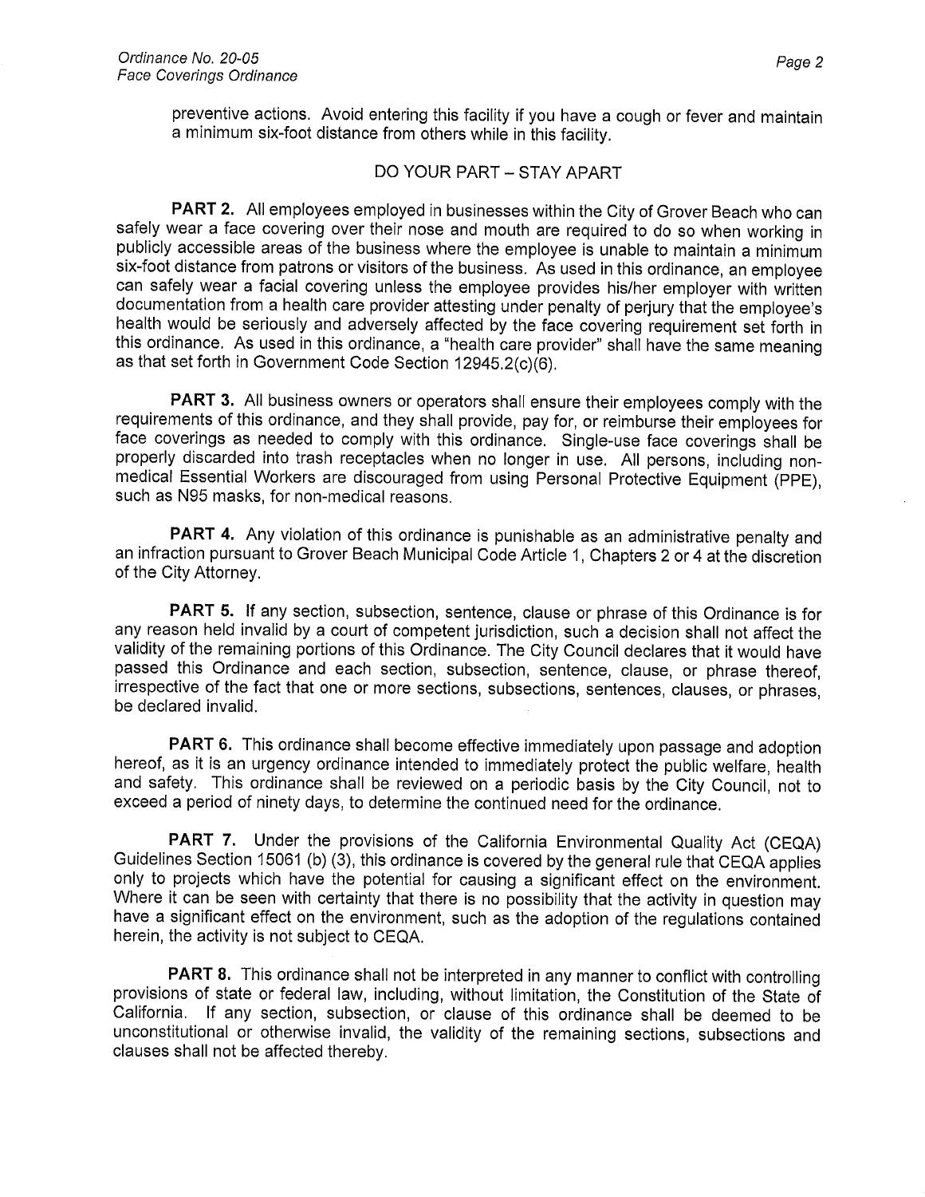preventive actions. Avoid entering this facility if you have a cough or fever and maintain a minimum six-foot distance from others while in this facility.

DO YOUR PART – STAY APART

**PART 2.** All employees employed in businesses within the City of Grover Beach who can safely wear a face covering over their nose and mouth are required to do so when working in publicly accessible areas of the business where the employee is unable to maintain a minimum six-foot distance from patrons or visitors of the business. As used in this ordinance, an employee can safely wear a facial covering unless the employee provides his/her employer with written documentation from a health care provider attesting under penalty of perjury that the employee's health would be seriously and adversely affected by the face covering requirement set forth in this ordinance. As used in this ordinance, a "health care provider" shall have the same meaning as that set forth in Government Code Section 12945.2(c)(6).

**PART 3.** All business owners or operators shall ensure their employees comply with the requirements of this ordinance, and they shall provide, pay for, or reimburse their employees for face coverings as needed to comply with this ordinance. Single-use face coverings shall be properly discarded into trash receptacles when no longer in use. All persons, including non-medical Essential Workers are discouraged from using Personal Protective Equipment (PPE), such as N95 masks, for non-medical reasons.

**PART 4.** Any violation of this ordinance is punishable as an administrative penalty and an infraction pursuant to Grover Beach Municipal Code Article 1, Chapters 2 or 4 at the discretion of the City Attorney.

**PART 5.** If any section, subsection, sentence, clause or phrase of this Ordinance is for any reason held invalid by a court of competent jurisdiction, such a decision shall not affect the validity of the remaining portions of this Ordinance. The City Council declares that it would have passed this Ordinance and each section, subsection, sentence, clause, or phrase thereof, irrespective of the fact that one or more sections, subsections, sentences, clauses, or phrases, be declared invalid.

**PART 6.** This ordinance shall become effective immediately upon passage and adoption hereof, as it is an urgency ordinance intended to immediately protect the public welfare, health and safety. This ordinance shall be reviewed on a periodic basis by the City Council, not to exceed a period of ninety days, to determine the continued need for the ordinance.

**PART 7.** Under the provisions of the California Environmental Quality Act (CEQA) Guidelines Section 15061 (b) (3), this ordinance is covered by the general rule that CEQA applies only to projects which have the potential for causing a significant effect on the environment. Where it can be seen with certainty that there is no possibility that the activity in question may have a significant effect on the environment, such as the adoption of the regulations contained herein, the activity is not subject to CEQA.

**PART 8.** This ordinance shall not be interpreted in any manner to conflict with controlling provisions of state or federal law, including, without limitation, the Constitution of the State of California. If any section, subsection, or clause of this ordinance shall be deemed to be unconstitutional or otherwise invalid, the validity of the remaining sections, subsections and clauses shall not be affected thereby.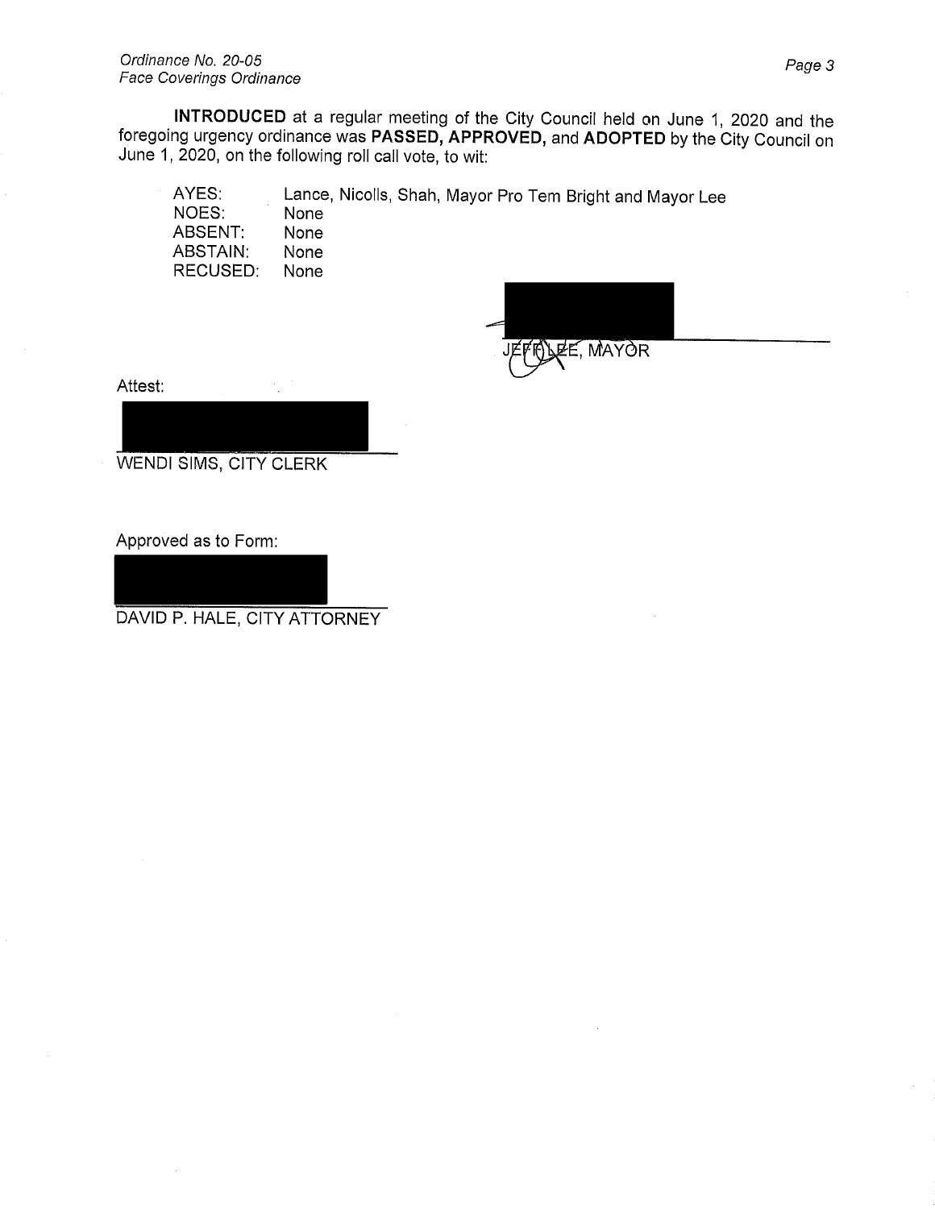**INTRODUCED** at a regular meeting of the City Council held on June 1, 2020 and the foregoing urgency ordinance was **PASSED, APPROVED,** and **ADOPTED** by the City Council on June 1, 2020, on the following roll call vote, to wit:

| | |
|---|---|
| AYES: | Lance, Nicolls, Shah, Mayor Pro Tem Bright and Mayor Lee |
| NOES: | None |
| ABSENT: | None |
| ABSTAIN: | None |
| RECUSED: | None |

JEFF LEE, MAYOR

Attest:

WENDI SIMS, CITY CLERK

Approved as to Form:

DAVID P. HALE, CITY ATTORNEY